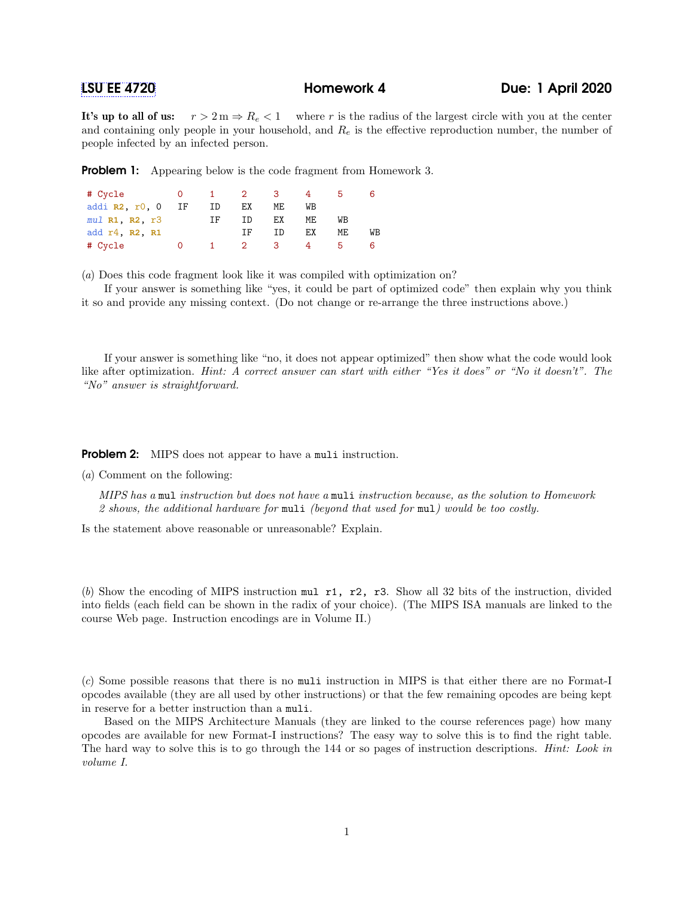# LSU EE 4720 — Homework 4 — Due: 1 April 2020

**It's up to all of us:** $r > 2\,\mathrm{m} \Rightarrow R_e < 1$ where $r$ is the radius of the largest circle with you at the center and containing only people in your household, and $R_e$ is the effective reproduction number, the number of people infected by an infected person.

**Problem 1:** Appearing below is the code fragment from Homework 3.

```
# Cycle          0    1    2    3    4    5    6
addi R2, r0, 0   IF   ID   EX   ME   WB
mul R1, R2, r3        IF   ID   EX   ME   WB
add r4, R2, R1             IF   ID   EX   ME   WB
# Cycle          0    1    2    3    4    5    6
```

(*a*) Does this code fragment look like it was compiled with optimization on?

If your answer is something like "yes, it could be part of optimized code" then explain why you think it so and provide any missing context. (Do not change or re-arrange the three instructions above.)

If your answer is something like "no, it does not appear optimized" then show what the code would look like after optimization. *Hint: A correct answer can start with either "Yes it does" or "No it doesn't". The "No" answer is straightforward.*

**Problem 2:** MIPS does not appear to have a `muli` instruction.

(*a*) Comment on the following:

> *MIPS has a* `mul` *instruction but does not have a* `muli` *instruction because, as the solution to Homework 2 shows, the additional hardware for* `muli` *(beyond that used for* `mul`*) would be too costly.*

Is the statement above reasonable or unreasonable? Explain.

(*b*) Show the encoding of MIPS instruction `mul r1, r2, r3`. Show all 32 bits of the instruction, divided into fields (each field can be shown in the radix of your choice). (The MIPS ISA manuals are linked to the course Web page. Instruction encodings are in Volume II.)

(*c*) Some possible reasons that there is no `muli` instruction in MIPS is that either there are no Format-I opcodes available (they are all used by other instructions) or that the few remaining opcodes are being kept in reserve for a better instruction than a `muli`.

Based on the MIPS Architecture Manuals (they are linked to the course references page) how many opcodes are available for new Format-I instructions? The easy way to solve this is to find the right table. The hard way to solve this is to go through the 144 or so pages of instruction descriptions. *Hint: Look in volume I.*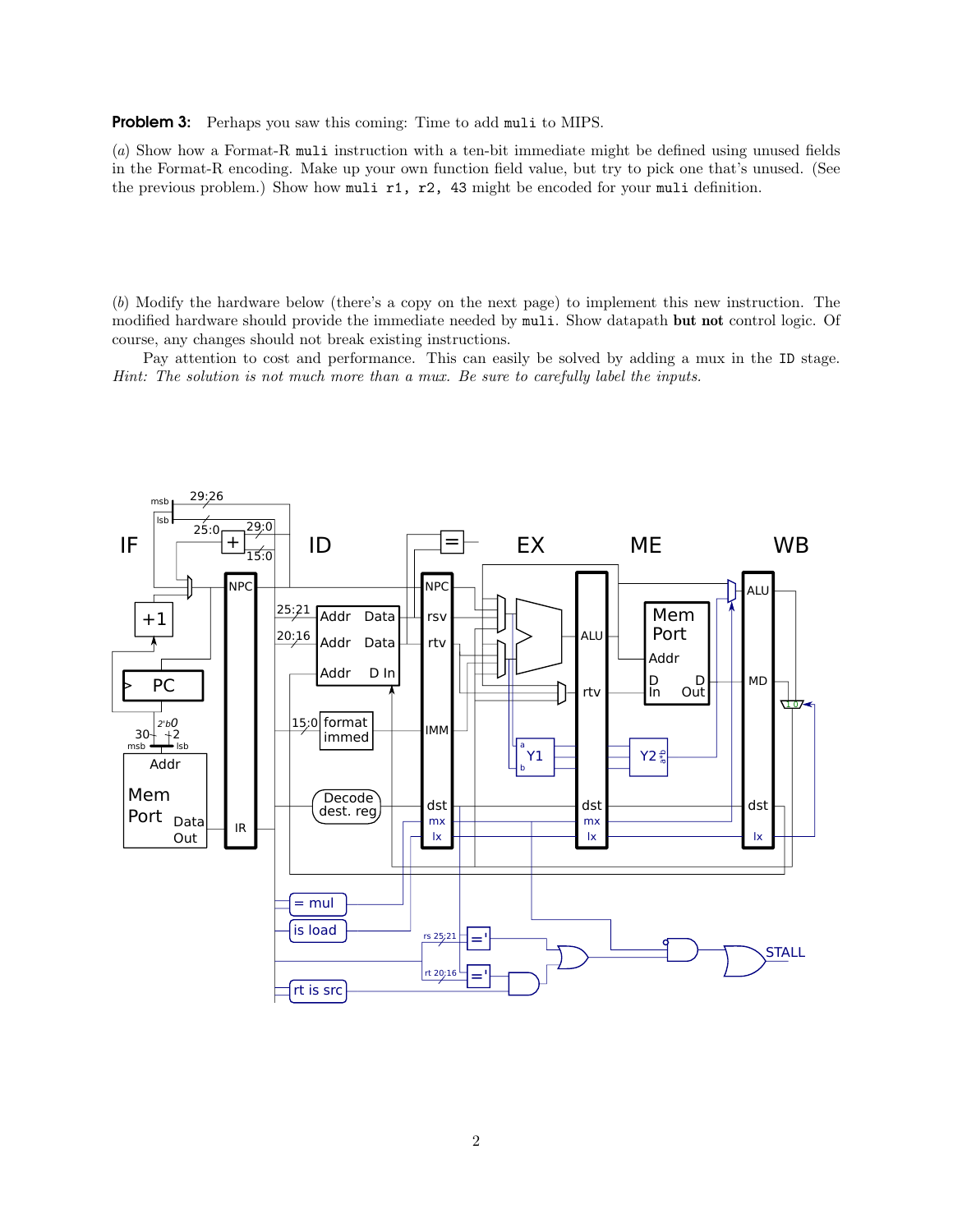**Problem 3:** Perhaps you saw this coming: Time to add `muli` to MIPS.

(*a*) Show how a Format-R `muli` instruction with a ten-bit immediate might be defined using unused fields in the Format-R encoding. Make up your own function field value, but try to pick one that's unused. (See the previous problem.) Show how `muli r1, r2, 43` might be encoded for your `muli` definition.

(*b*) Modify the hardware below (there's a copy on the next page) to implement this new instruction. The modified hardware should provide the immediate needed by `muli`. Show datapath **but not** control logic. Of course, any changes should not break existing instructions.

Pay attention to cost and performance. This can easily be solved by adding a mux in the ID stage. *Hint: The solution is not much more than a mux. Be sure to carefully label the inputs.*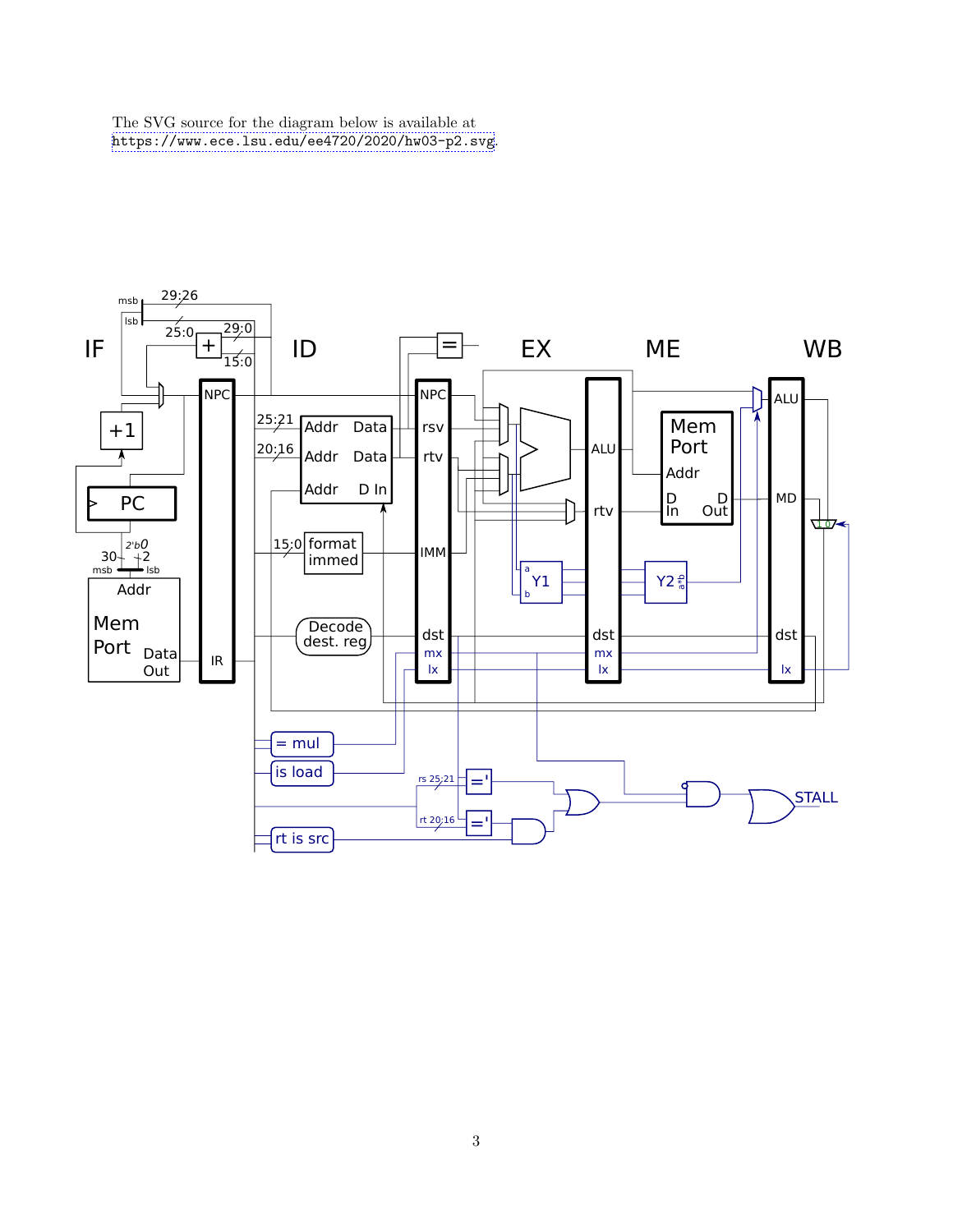The SVG source for the diagram below is available at https://www.ece.lsu.edu/ee4720/2020/hw03-p2.svg.

IF
ID
EX
ME
WB

msb
lsb
29:26
25:0
29:0
15:0
+
NPC
+1
PC
30
2'b0
2
msb
lsb
Addr
Mem
Port
Data
Out
IR
25:21
20:16
Addr Data
Addr Data
Addr D In
15:0
format
immed
Decode
dest. reg
=
NPC
rsv
rtv
IMM
dst
mx
lx
ALU
rtv
dst
mx
lx
a
b
Y1
Y2
a+b
Mem
Port
Addr
D
In
D
Out
ALU
MD
dst
lx
1 0
= mul
is load
rt is src
rs 25:21
rt 20:16
='
='
STALL